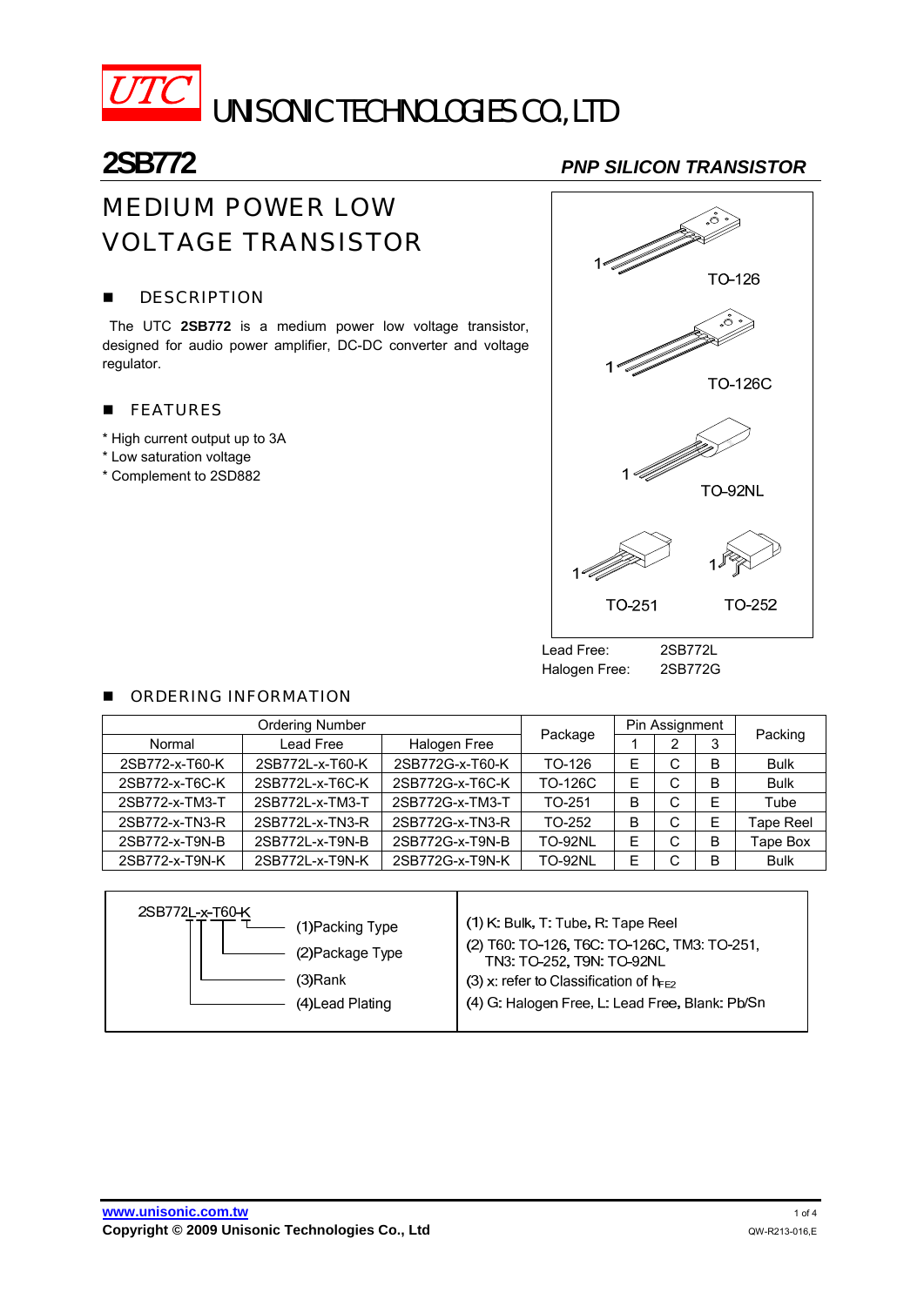# UTC UNISONIC TECHNOLOGIES CO., LTD

## 2SB772

*PNP SILICON TRANSISTOR*

## MEDIUM POWER LOW VOLTAGE TRANSISTOR

### ■ DESCRIPTION

The UTC **2SB772** is a medium power low voltage transistor, designed for audio power amplifier, DC-DC converter and voltage regulator.

### ■ FEATURES

* High current output up to 3A
* Low saturation voltage
* Complement to 2SD882

TO-126

TO-126C

TO-92NL

TO-251

TO-252

Lead Free: 2SB772L
Halogen Free: 2SB772G

### ■ ORDERING INFORMATION

| Ordering Number | | | Package | Pin Assignment | | | Packing |
|---|---|---|---|---|---|---|---|
| Normal | Lead Free | Halogen Free | | 1 | 2 | 3 | |
| 2SB772-x-T60-K | 2SB772L-x-T60-K | 2SB772G-x-T60-K | TO-126 | E | C | B | Bulk |
| 2SB772-x-T6C-K | 2SB772L-x-T6C-K | 2SB772G-x-T6C-K | TO-126C | E | C | B | Bulk |
| 2SB772-x-TM3-T | 2SB772L-x-TM3-T | 2SB772G-x-TM3-T | TO-251 | B | C | E | Tube |
| 2SB772-x-TN3-R | 2SB772L-x-TN3-R | 2SB772G-x-TN3-R | TO-252 | B | C | E | Tape Reel |
| 2SB772-x-T9N-B | 2SB772L-x-T9N-B | 2SB772G-x-T9N-B | TO-92NL | E | C | B | Tape Box |
| 2SB772-x-T9N-K | 2SB772L-x-T9N-K | 2SB772G-x-T9N-K | TO-92NL | E | C | B | Bulk |

2SB772L-x-T60-K

- (1)Packing Type
- (2)Package Type
- (3)Rank
- (4)Lead Plating

(1) K: Bulk, T: Tube, R: Tape Reel
(2) T60: TO-126, T6C: TO-126C, TM3: TO-251, TN3: TO-252, T9N: TO-92NL
(3) x: refer to Classification of $h_{FE2}$
(4) G: Halogen Free, L: Lead Free, Blank: Pb/Sn

www.unisonic.com.tw
Copyright © 2009 Unisonic Technologies Co., Ltd
QW-R213-016,E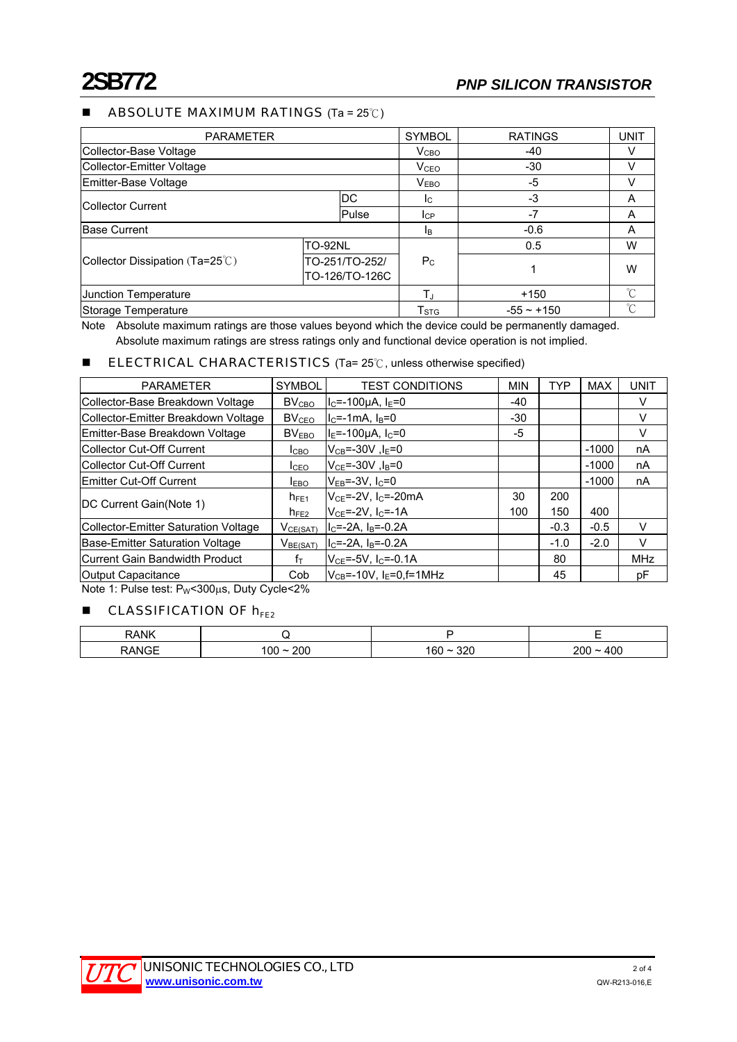# 2SB772

## PNP SILICON TRANSISTOR

## ■ ABSOLUTE MAXIMUM RATINGS (Ta = 25℃)

| PARAMETER | | SYMBOL | RATINGS | UNIT |
|---|---|---|---|---|
| Collector-Base Voltage | | $V_{CBO}$ | -40 | V |
| Collector-Emitter Voltage | | $V_{CEO}$ | -30 | V |
| Emitter-Base Voltage | | $V_{EBO}$ | -5 | V |
| Collector Current | DC | $I_C$ | -3 | A |
| | Pulse | $I_{CP}$ | -7 | A |
| Base Current | | $I_B$ | -0.6 | A |
| Collector Dissipation (Ta=25℃) | TO-92NL | $P_C$ | 0.5 | W |
| | TO-251/TO-252/ TO-126/TO-126C | | 1 | W |
| Junction Temperature | | $T_J$ | +150 | ℃ |
| Storage Temperature | | $T_{STG}$ | -55 ~ +150 | ℃ |

Note Absolute maximum ratings are those values beyond which the device could be permanently damaged. Absolute maximum ratings are stress ratings only and functional device operation is not implied.

## ■ ELECTRICAL CHARACTERISTICS (Ta= 25℃, unless otherwise specified)

| PARAMETER | SYMBOL | TEST CONDITIONS | MIN | TYP | MAX | UNIT |
|---|---|---|---|---|---|---|
| Collector-Base Breakdown Voltage | $BV_{CBO}$ | $I_C$=-100μA, $I_E$=0 | -40 | | | V |
| Collector-Emitter Breakdown Voltage | $BV_{CEO}$ | $I_C$=-1mA, $I_B$=0 | -30 | | | V |
| Emitter-Base Breakdown Voltage | $BV_{EBO}$ | $I_E$=-100μA, $I_C$=0 | -5 | | | V |
| Collector Cut-Off Current | $I_{CBO}$ | $V_{CB}$=-30V ,$I_E$=0 | | | -1000 | nA |
| Collector Cut-Off Current | $I_{CEO}$ | $V_{CE}$=-30V ,$I_B$=0 | | | -1000 | nA |
| Emitter Cut-Off Current | $I_{EBO}$ | $V_{EB}$=-3V, $I_C$=0 | | | -1000 | nA |
| DC Current Gain(Note 1) | $h_{FE1}$ | $V_{CE}$=-2V, $I_C$=-20mA | 30 | 200 | | |
| | $h_{FE2}$ | $V_{CE}$=-2V, $I_C$=-1A | 100 | 150 | 400 | |
| Collector-Emitter Saturation Voltage | $V_{CE(SAT)}$ | $I_C$=-2A, $I_B$=-0.2A | | -0.3 | -0.5 | V |
| Base-Emitter Saturation Voltage | $V_{BE(SAT)}$ | $I_C$=-2A, $I_B$=-0.2A | | -1.0 | -2.0 | V |
| Current Gain Bandwidth Product | $f_T$ | $V_{CE}$=-5V, $I_C$=-0.1A | | 80 | | MHz |
| Output Capacitance | Cob | $V_{CB}$=-10V, $I_E$=0,f=1MHz | | 45 | | pF |

Note 1: Pulse test: $P_W$<300μs, Duty Cycle<2%

## ■ CLASSIFICATION OF $h_{FE2}$

| RANK | Q | P | E |
|---|---|---|---|
| RANGE | 100 ~ 200 | 160 ~ 320 | 200 ~ 400 |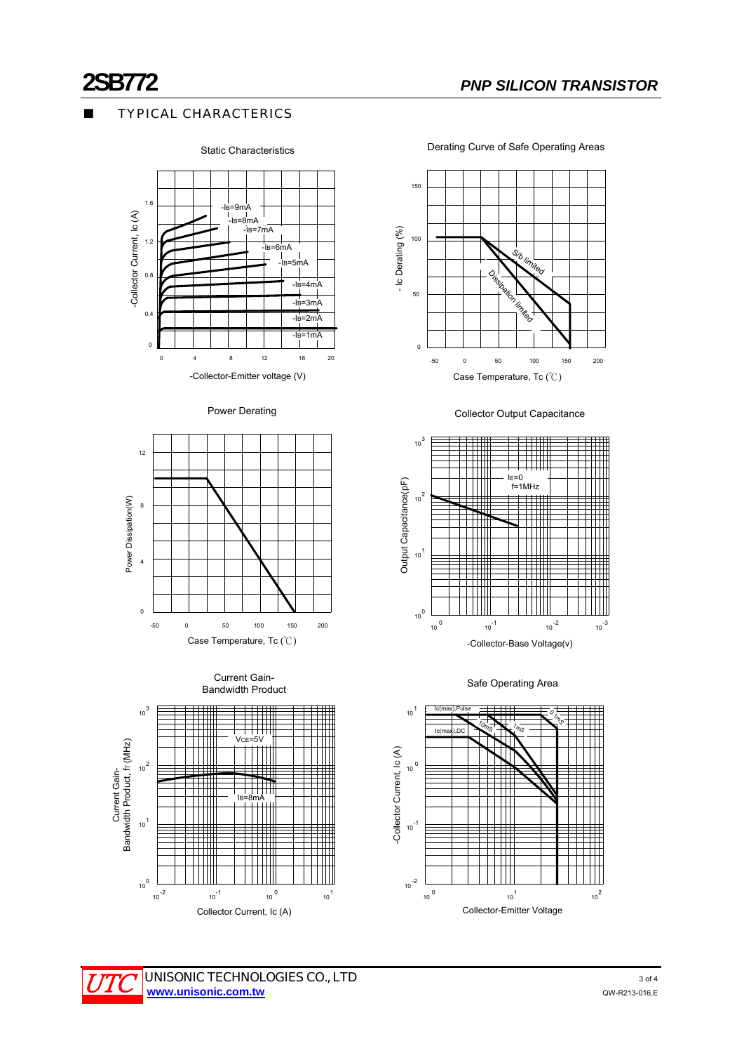## TYPICAL CHARACTERICS

Static Characteristics

-Collector Current, Ic (A)

-Collector-Emitter voltage (V)

$-I_B$=9mA, $-I_B$=8mA, $-I_B$=7mA, $-I_B$=6mA, $-I_B$=5mA, $-I_B$=4mA, $-I_B$=3mA, $-I_B$=2mA, $-I_B$=1mA

Derating Curve of Safe Operating Areas

- Ic Derating (%)

Case Temperature, Tc (℃)

S/b limited

Dissipation limited

Power Derating

Power Dissipation(W)

Case Temperature, Tc (℃)

Collector Output Capacitance

Output Capacitance(pF)

-Collector-Base Voltage(v)

$I_E$=0

f=1MHz

Current Gain-Bandwidth Product

Current Gain-Bandwidth Product, $f_T$ (MHz)

Collector Current, Ic (A)

$V_{CE}$=5V

$I_B$=8mA

Safe Operating Area

-Collector Current, Ic (A)

Collector-Emitter Voltage

Ic(max),Pulse

Ic(max),DC

0.1mS

1mS

10mS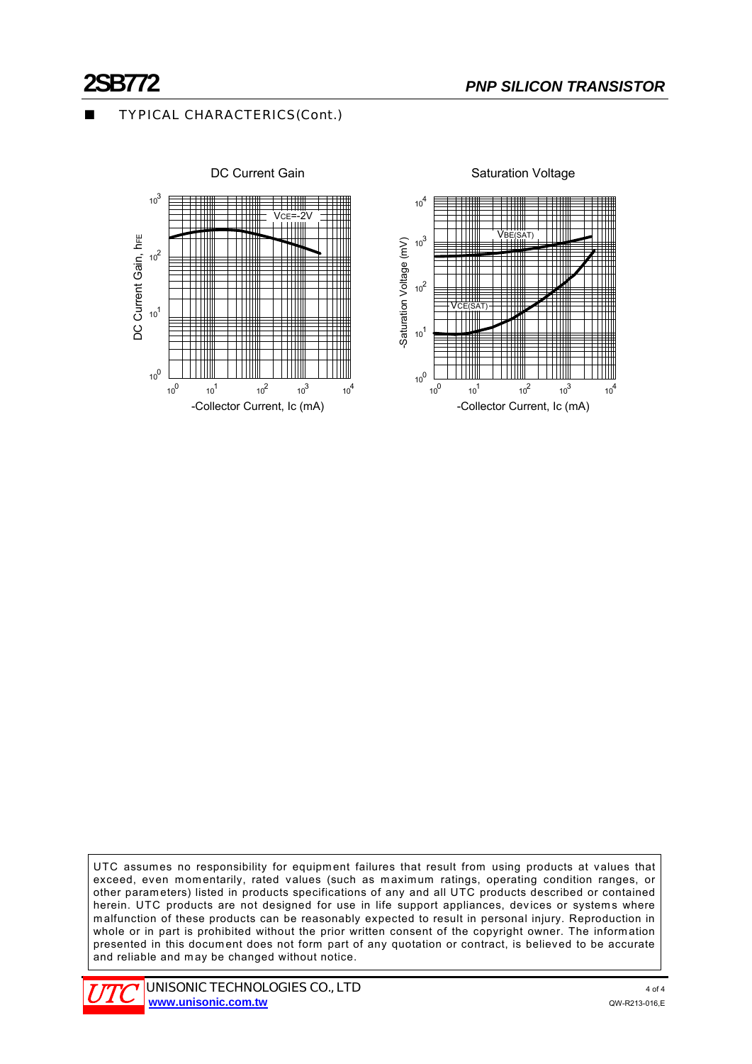## TYPICAL CHARACTERICS(Cont.)

DC Current Gain

$V_{CE}$=-2V

DC Current Gain, $h_{FE}$

$10^0$ $10^1$ $10^2$ $10^3$

$10^0$ $10^1$ $10^2$ $10^3$ $10^4$

-Collector Current, Ic (mA)

Saturation Voltage

$V_{BE(SAT)}$

$V_{CE(SAT)}$

-Saturation Voltage (mV)

$10^0$ $10^1$ $10^2$ $10^3$ $10^4$

$10^0$ $10^1$ $10^2$ $10^3$ $10^4$

-Collector Current, Ic (mA)

UTC assumes no responsibility for equipment failures that result from using products at values that exceed, even momentarily, rated values (such as maximum ratings, operating condition ranges, or other parameters) listed in products specifications of any and all UTC products described or contained herein. UTC products are not designed for use in life support appliances, devices or systems where malfunction of these products can be reasonably expected to result in personal injury. Reproduction in whole or in part is prohibited without the prior written consent of the copyright owner. The information presented in this document does not form part of any quotation or contract, is believed to be accurate and reliable and may be changed without notice.